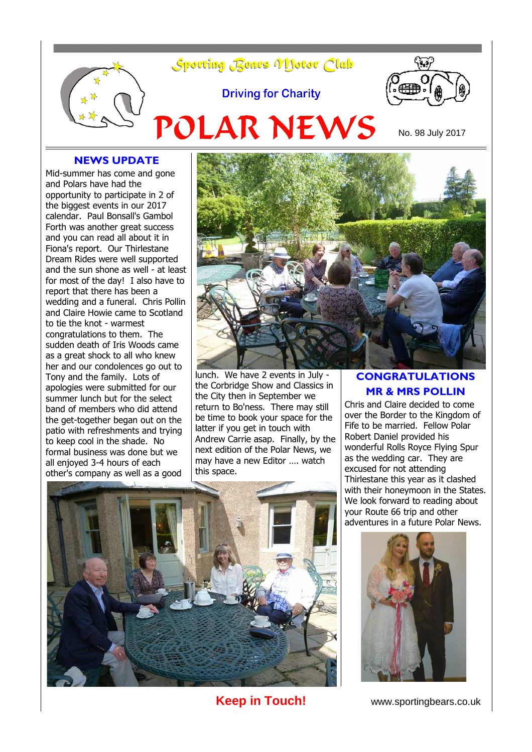# Sporting Bears Motor Club

Driving for Charity

# POLAR NEWS

No. 98 July 2017

## NEWS UPDATE

Mid-summer has come and gone and Polars have had the opportunity to participate in 2 of the biggest events in our 2017 calendar. Paul Bonsall's Gambol Forth was another great success and you can read all about it in Fiona's report. Our Thirlestane Dream Rides were well supported and the sun shone as well - at least for most of the day! I also have to report that there has been a wedding and a funeral. Chris Pollin and Claire Howie came to Scotland to tie the knot - warmest congratulations to them. The sudden death of Iris Woods came as a great shock to all who knew her and our condolences go out to Tony and the family. Lots of apologies were submitted for our summer lunch but for the select band of members who did attend the get-together began out on the patio with refreshments and trying to keep cool in the shade. No formal business was done but we all enjoyed 3-4 hours of each other's company as well as a good lunch. We have 2 events in July - the Corbridge Show and Classics in the City then in September we return to Bo'ness. There may still be time to book your space for the latter if you get in touch with Andrew Carrie asap. Finally, by the next edition of the Polar News, we may have a new Editor …. watch this space.

## CONGRATULATIONS MR & MRS POLLIN

Chris and Claire decided to come over the Border to the Kingdom of Fife to be married. Fellow Polar Robert Daniel provided his wonderful Rolls Royce Flying Spur as the wedding car. They are excused for not attending Thirlestane this year as it clashed with their honeymoon in the States. We look forward to reading about your Route 66 trip and other adventures in a future Polar News.

**Keep in Touch!**

www.sportingbears.co.uk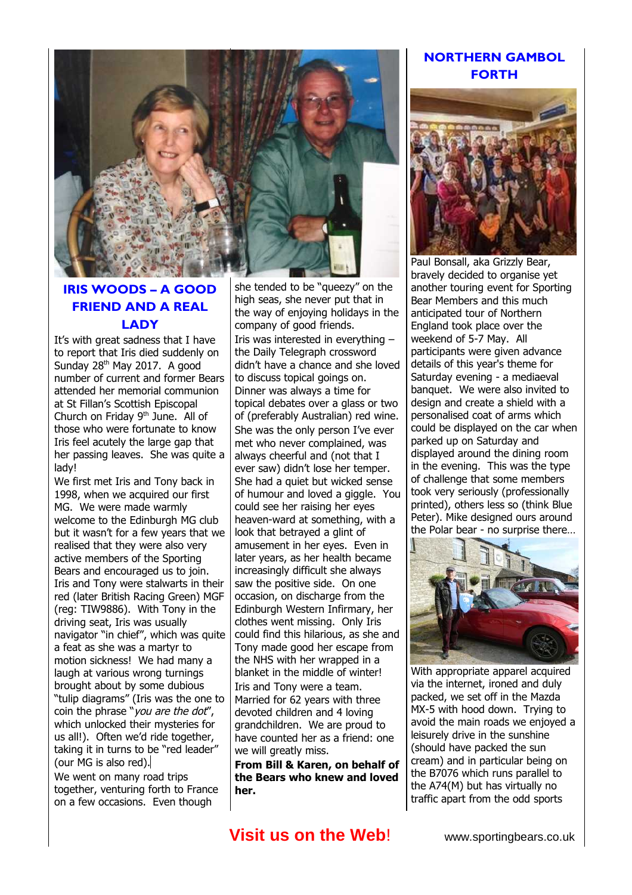## IRIS WOODS – A GOOD FRIEND AND A REAL LADY

It's with great sadness that I have to report that Iris died suddenly on Sunday 28th May 2017. A good number of current and former Bears attended her memorial communion at St Fillan's Scottish Episcopal Church on Friday 9th June. All of those who were fortunate to know Iris feel acutely the large gap that her passing leaves. She was quite a lady!

We first met Iris and Tony back in 1998, when we acquired our first MG. We were made warmly welcome to the Edinburgh MG club but it wasn't for a few years that we realised that they were also very active members of the Sporting Bears and encouraged us to join. Iris and Tony were stalwarts in their red (later British Racing Green) MGF (reg: TIW9886). With Tony in the driving seat, Iris was usually navigator "in chief", which was quite a feat as she was a martyr to motion sickness! We had many a laugh at various wrong turnings brought about by some dubious "tulip diagrams" (Iris was the one to coin the phrase "*you are the dot*", which unlocked their mysteries for us all!). Often we'd ride together, taking it in turns to be "red leader" (our MG is also red).

We went on many road trips together, venturing forth to France on a few occasions. Even though she tended to be "queezy" on the high seas, she never put that in the way of enjoying holidays in the company of good friends.

Iris was interested in everything – the Daily Telegraph crossword didn't have a chance and she loved to discuss topical goings on. Dinner was always a time for topical debates over a glass or two of (preferably Australian) red wine. She was the only person I've ever met who never complained, was always cheerful and (not that I ever saw) didn't lose her temper. She had a quiet but wicked sense of humour and loved a giggle. You could see her raising her eyes heaven-ward at something, with a look that betrayed a glint of amusement in her eyes. Even in later years, as her health became increasingly difficult she always saw the positive side. On one occasion, on discharge from the Edinburgh Western Infirmary, her clothes went missing. Only Iris could find this hilarious, as she and Tony made good her escape from the NHS with her wrapped in a blanket in the middle of winter!

Iris and Tony were a team. Married for 62 years with three devoted children and 4 loving grandchildren. We are proud to have counted her as a friend: one we will greatly miss.

**From Bill & Karen, on behalf of the Bears who knew and loved her.**

## NORTHERN GAMBOL FORTH

Paul Bonsall, aka Grizzly Bear, bravely decided to organise yet another touring event for Sporting Bear Members and this much anticipated tour of Northern England took place over the weekend of 5-7 May. All participants were given advance details of this year's theme for Saturday evening - a mediaeval banquet. We were also invited to design and create a shield with a personalised coat of arms which could be displayed on the car when parked up on Saturday and displayed around the dining room in the evening. This was the type of challenge that some members took very seriously (professionally printed), others less so (think Blue Peter). Mike designed ours around the Polar bear - no surprise there…

With appropriate apparel acquired via the internet, ironed and duly packed, we set off in the Mazda MX-5 with hood down. Trying to avoid the main roads we enjoyed a leisurely drive in the sunshine (should have packed the sun cream) and in particular being on the B7076 which runs parallel to the A74(M) but has virtually no traffic apart from the odd sports

**Visit us on the Web!** www.sportingbears.co.uk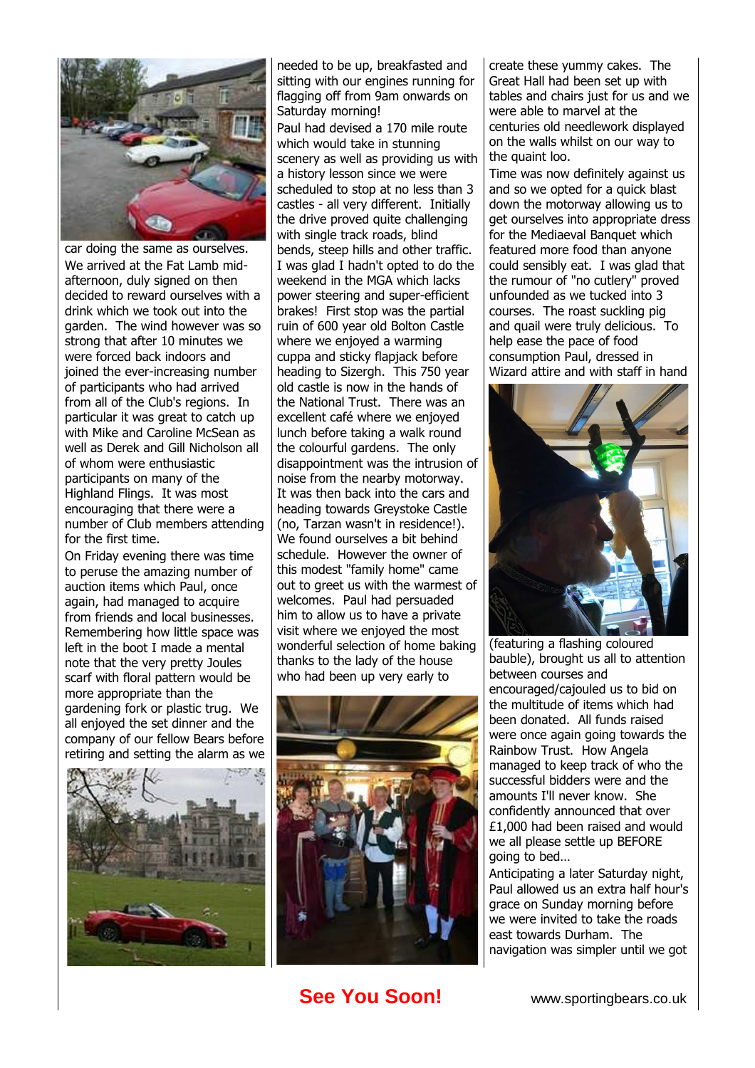car doing the same as ourselves.

We arrived at the Fat Lamb mid-afternoon, duly signed on then decided to reward ourselves with a drink which we took out into the garden. The wind however was so strong that after 10 minutes we were forced back indoors and joined the ever-increasing number of participants who had arrived from all of the Club's regions. In particular it was great to catch up with Mike and Caroline McSean as well as Derek and Gill Nicholson all of whom were enthusiastic participants on many of the Highland Flings. It was most encouraging that there were a number of Club members attending for the first time.

On Friday evening there was time to peruse the amazing number of auction items which Paul, once again, had managed to acquire from friends and local businesses. Remembering how little space was left in the boot I made a mental note that the very pretty Joules scarf with floral pattern would be more appropriate than the gardening fork or plastic trug. We all enjoyed the set dinner and the company of our fellow Bears before retiring and setting the alarm as we needed to be up, breakfasted and sitting with our engines running for flagging off from 9am onwards on Saturday morning!

Paul had devised a 170 mile route which would take in stunning scenery as well as providing us with a history lesson since we were scheduled to stop at no less than 3 castles - all very different. Initially the drive proved quite challenging with single track roads, blind bends, steep hills and other traffic. I was glad I hadn't opted to do the weekend in the MGA which lacks power steering and super-efficient brakes! First stop was the partial ruin of 600 year old Bolton Castle where we enjoyed a warming cuppa and sticky flapjack before heading to Sizergh. This 750 year old castle is now in the hands of the National Trust. There was an excellent café where we enjoyed lunch before taking a walk round the colourful gardens. The only disappointment was the intrusion of noise from the nearby motorway. It was then back into the cars and heading towards Greystoke Castle (no, Tarzan wasn't in residence!). We found ourselves a bit behind schedule. However the owner of this modest "family home" came out to greet us with the warmest of welcomes. Paul had persuaded him to allow us to have a private visit where we enjoyed the most wonderful selection of home baking thanks to the lady of the house who had been up very early to create these yummy cakes. The Great Hall had been set up with tables and chairs just for us and we were able to marvel at the centuries old needlework displayed on the walls whilst on our way to the quaint loo.

Time was now definitely against us and so we opted for a quick blast down the motorway allowing us to get ourselves into appropriate dress for the Mediaeval Banquet which featured more food than anyone could sensibly eat. I was glad that the rumour of "no cutlery" proved unfounded as we tucked into 3 courses. The roast suckling pig and quail were truly delicious. To help ease the pace of food consumption Paul, dressed in Wizard attire and with staff in hand (featuring a flashing coloured bauble), brought us all to attention between courses and encouraged/cajouled us to bid on the multitude of items which had been donated. All funds raised were once again going towards the Rainbow Trust. How Angela managed to keep track of who the successful bidders were and the amounts I'll never know. She confidently announced that over £1,000 had been raised and would we all please settle up BEFORE going to bed…

Anticipating a later Saturday night, Paul allowed us an extra half hour's grace on Sunday morning before we were invited to take the roads east towards Durham. The navigation was simpler until we got

**See You Soon!**

www.sportingbears.co.uk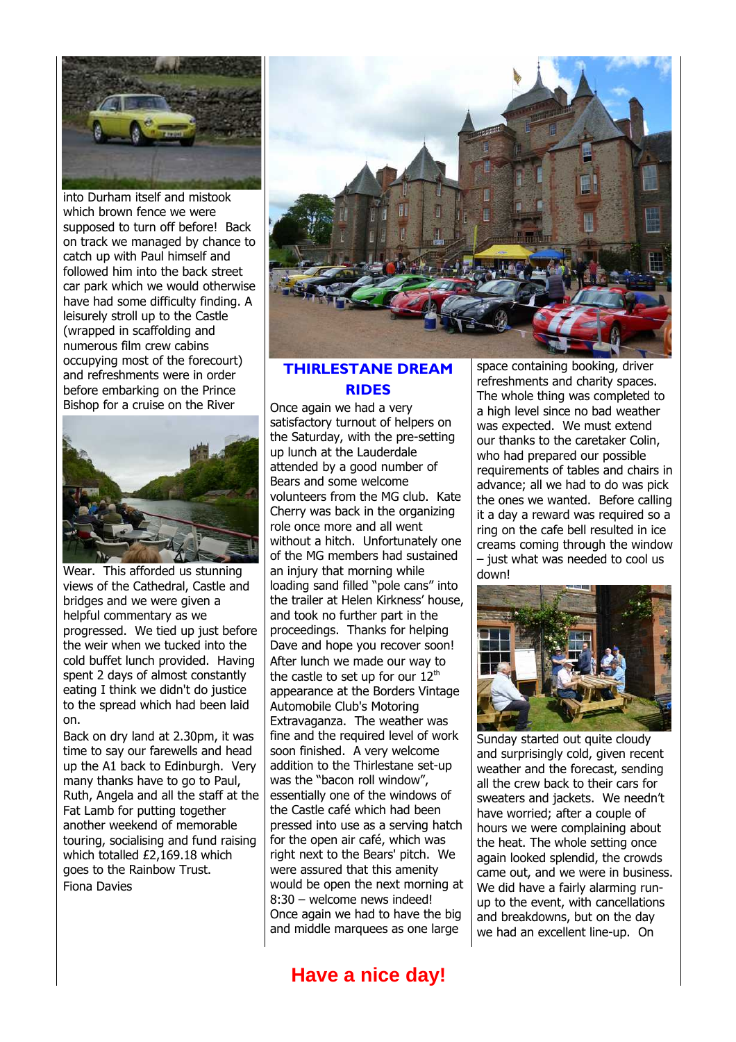into Durham itself and mistook which brown fence we were supposed to turn off before! Back on track we managed by chance to catch up with Paul himself and followed him into the back street car park which we would otherwise have had some difficulty finding. A leisurely stroll up to the Castle (wrapped in scaffolding and numerous film crew cabins occupying most of the forecourt) and refreshments were in order before embarking on the Prince Bishop for a cruise on the River Wear. This afforded us stunning views of the Cathedral, Castle and bridges and we were given a helpful commentary as we progressed. We tied up just before the weir when we tucked into the cold buffet lunch provided. Having spent 2 days of almost constantly eating I think we didn't do justice to the spread which had been laid on.

Back on dry land at 2.30pm, it was time to say our farewells and head up the A1 back to Edinburgh. Very many thanks have to go to Paul, Ruth, Angela and all the staff at the Fat Lamb for putting together another weekend of memorable touring, socialising and fund raising which totalled £2,169.18 which goes to the Rainbow Trust.

Fiona Davies

## THIRLESTANE DREAM RIDES

Once again we had a very satisfactory turnout of helpers on the Saturday, with the pre-setting up lunch at the Lauderdale attended by a good number of Bears and some welcome volunteers from the MG club. Kate Cherry was back in the organizing role once more and all went without a hitch. Unfortunately one of the MG members had sustained an injury that morning while loading sand filled "pole cans" into the trailer at Helen Kirkness' house, and took no further part in the proceedings. Thanks for helping Dave and hope you recover soon! After lunch we made our way to the castle to set up for our 12th appearance at the Borders Vintage Automobile Club's Motoring Extravaganza. The weather was fine and the required level of work soon finished. A very welcome addition to the Thirlestane set-up was the "bacon roll window", essentially one of the windows of the Castle café which had been pressed into use as a serving hatch for the open air café, which was right next to the Bears' pitch. We were assured that this amenity would be open the next morning at 8:30 – welcome news indeed! Once again we had to have the big and middle marquees as one large space containing booking, driver refreshments and charity spaces. The whole thing was completed to a high level since no bad weather was expected. We must extend our thanks to the caretaker Colin, who had prepared our possible requirements of tables and chairs in advance; all we had to do was pick the ones we wanted. Before calling it a day a reward was required so a ring on the cafe bell resulted in ice creams coming through the window – just what was needed to cool us down!

Sunday started out quite cloudy and surprisingly cold, given recent weather and the forecast, sending all the crew back to their cars for sweaters and jackets. We needn't have worried; after a couple of hours we were complaining about the heat. The whole setting once again looked splendid, the crowds came out, and we were in business. We did have a fairly alarming run-up to the event, with cancellations and breakdowns, but on the day we had an excellent line-up. On

**Have a nice day!**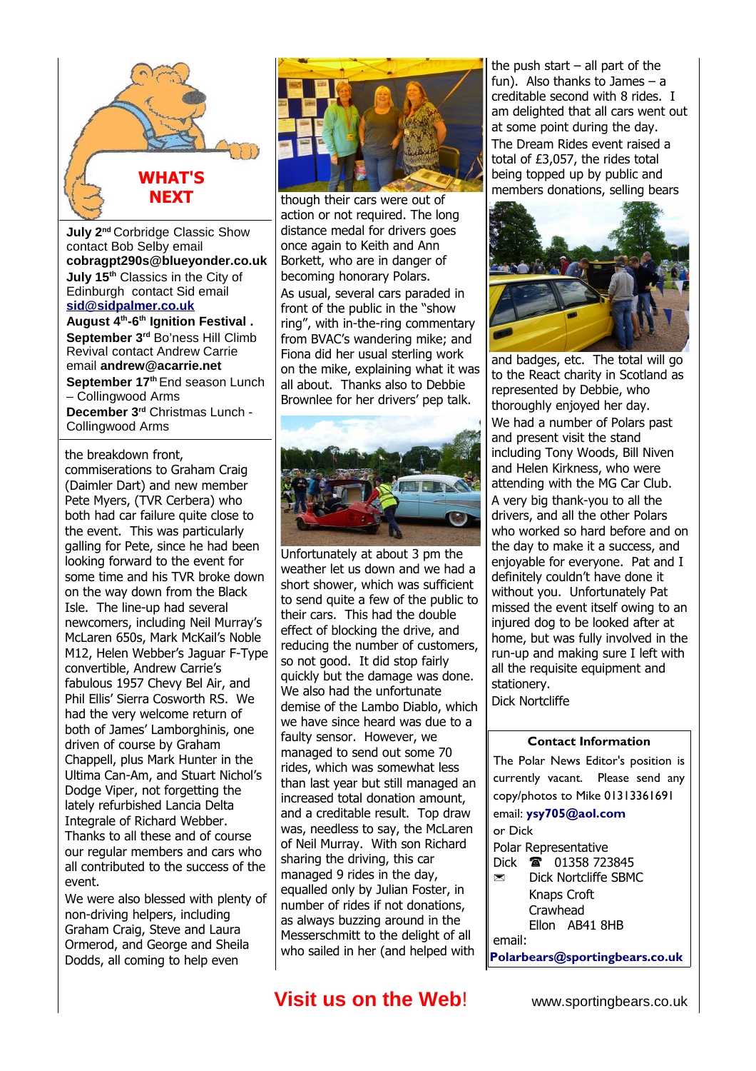## WHAT'S NEXT

**July 2nd** Corbridge Classic Show contact Bob Selby email **cobragpt290s@blueyonder.co.uk**

**July 15th** Classics in the City of Edinburgh contact Sid email **sid@sidpalmer.co.uk**

**August 4th-6th Ignition Festival .**

**September 3rd** Bo'ness Hill Climb Revival contact Andrew Carrie email **andrew@acarrie.net**

**September 17th** End season Lunch – Collingwood Arms

**December 3rd** Christmas Lunch - Collingwood Arms

the breakdown front, commiserations to Graham Craig (Daimler Dart) and new member Pete Myers, (TVR Cerbera) who both had car failure quite close to the event. This was particularly galling for Pete, since he had been looking forward to the event for some time and his TVR broke down on the way down from the Black Isle. The line-up had several newcomers, including Neil Murray's McLaren 650s, Mark McKail's Noble M12, Helen Webber's Jaguar F-Type convertible, Andrew Carrie's fabulous 1957 Chevy Bel Air, and Phil Ellis' Sierra Cosworth RS. We had the very welcome return of both of James' Lamborghinis, one driven of course by Graham Chappell, plus Mark Hunter in the Ultima Can-Am, and Stuart Nichol's Dodge Viper, not forgetting the lately refurbished Lancia Delta Integrale of Richard Webber. Thanks to all these and of course our regular members and cars who all contributed to the success of the event.

We were also blessed with plenty of non-driving helpers, including Graham Craig, Steve and Laura Ormerod, and George and Sheila Dodds, all coming to help even though their cars were out of action or not required. The long distance medal for drivers goes once again to Keith and Ann Borkett, who are in danger of becoming honorary Polars.

As usual, several cars paraded in front of the public in the "show ring", with in-the-ring commentary from BVAC's wandering mike; and Fiona did her usual sterling work on the mike, explaining what it was all about. Thanks also to Debbie Brownlee for her drivers' pep talk.

Unfortunately at about 3 pm the weather let us down and we had a short shower, which was sufficient to send quite a few of the public to their cars. This had the double effect of blocking the drive, and reducing the number of customers, so not good. It did stop fairly quickly but the damage was done. We also had the unfortunate demise of the Lambo Diablo, which we have since heard was due to a faulty sensor. However, we managed to send out some 70 rides, which was somewhat less than last year but still managed an increased total donation amount, and a creditable result. Top draw was, needless to say, the McLaren of Neil Murray. With son Richard sharing the driving, this car managed 9 rides in the day, equalled only by Julian Foster, in number of rides if not donations, as always buzzing around in the Messerschmitt to the delight of all who sailed in her (and helped with the push start – all part of the fun). Also thanks to James – a creditable second with 8 rides. I am delighted that all cars went out at some point during the day.

The Dream Rides event raised a total of £3,057, the rides total being topped up by public and members donations, selling bears and badges, etc. The total will go to the React charity in Scotland as represented by Debbie, who thoroughly enjoyed her day.

We had a number of Polars past and present visit the stand including Tony Woods, Bill Niven and Helen Kirkness, who were attending with the MG Car Club.

A very big thank-you to all the drivers, and all the other Polars who worked so hard before and on the day to make it a success, and enjoyable for everyone. Pat and I definitely couldn't have done it without you. Unfortunately Pat missed the event itself owing to an injured dog to be looked after at home, but was fully involved in the run-up and making sure I left with all the requisite equipment and stationery.

Dick Nortcliffe

### Contact Information

The Polar News Editor's position is currently vacant. Please send any copy/photos to Mike 01313361691 email: **ysy705@aol.com** or Dick

Polar Representative
Dick ☎ 01358 723845
✉ Dick Nortcliffe SBMC
Knaps Croft
Crawhead
Ellon AB41 8HB
email: **Polarbears@sportingbears.co.uk**

**Visit us on the Web!** www.sportingbears.co.uk